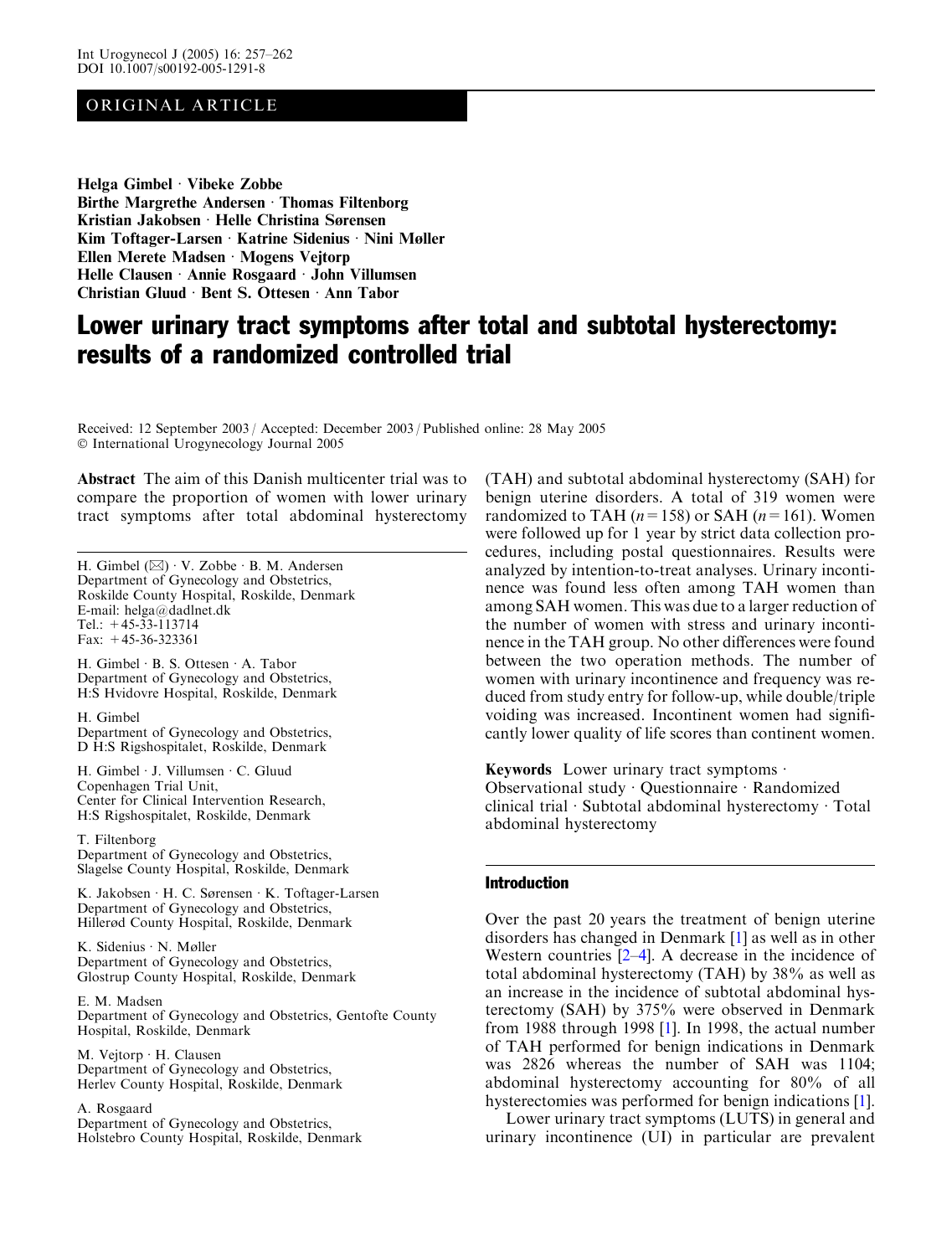ORIGINAL ARTICLE

**Helga Gimbel · Vibeke Zobbe**
**Birthe Margrethe Andersen · Thomas Filtenborg**
**Kristian Jakobsen · Helle Christina Sørensen**
**Kim Toftager-Larsen · Katrine Sidenius · Nini Møller**
**Ellen Merete Madsen · Mogens Vejtorp**
**Helle Clausen · Annie Rosgaard · John Villumsen**
**Christian Gluud · Bent S. Ottesen · Ann Tabor**

# Lower urinary tract symptoms after total and subtotal hysterectomy: results of a randomized controlled trial

Received: 12 September 2003 / Accepted: December 2003 / Published online: 28 May 2005
© International Urogynecology Journal 2005

**Abstract** The aim of this Danish multicenter trial was to compare the proportion of women with lower urinary tract symptoms after total abdominal hysterectomy (TAH) and subtotal abdominal hysterectomy (SAH) for benign uterine disorders. A total of 319 women were randomized to TAH ($n = 158$) or SAH ($n = 161$). Women were followed up for 1 year by strict data collection procedures, including postal questionnaires. Results were analyzed by intention-to-treat analyses. Urinary incontinence was found less often among TAH women than among SAH women. This was due to a larger reduction of the number of women with stress and urinary incontinence in the TAH group. No other differences were found between the two operation methods. The number of women with urinary incontinence and frequency was reduced from study entry for follow-up, while double/triple voiding was increased. Incontinent women had significantly lower quality of life scores than continent women.

**Keywords** Lower urinary tract symptoms · Observational study · Questionnaire · Randomized clinical trial · Subtotal abdominal hysterectomy · Total abdominal hysterectomy

H. Gimbel (✉) · V. Zobbe · B. M. Andersen
Department of Gynecology and Obstetrics,
Roskilde County Hospital, Roskilde, Denmark
E-mail: helga@dadlnet.dk
Tel.: +45-33-113714
Fax: +45-36-323361

H. Gimbel · B. S. Ottesen · A. Tabor
Department of Gynecology and Obstetrics,
H:S Hvidovre Hospital, Roskilde, Denmark

H. Gimbel
Department of Gynecology and Obstetrics,
D H:S Rigshospitalet, Roskilde, Denmark

H. Gimbel · J. Villumsen · C. Gluud
Copenhagen Trial Unit,
Center for Clinical Intervention Research,
H:S Rigshospitalet, Roskilde, Denmark

T. Filtenborg
Department of Gynecology and Obstetrics,
Slagelse County Hospital, Roskilde, Denmark

K. Jakobsen · H. C. Sørensen · K. Toftager-Larsen
Department of Gynecology and Obstetrics,
Hillerød County Hospital, Roskilde, Denmark

K. Sidenius · N. Møller
Department of Gynecology and Obstetrics,
Glostrup County Hospital, Roskilde, Denmark

E. M. Madsen
Department of Gynecology and Obstetrics, Gentofte County Hospital, Roskilde, Denmark

M. Vejtorp · H. Clausen
Department of Gynecology and Obstetrics,
Herlev County Hospital, Roskilde, Denmark

A. Rosgaard
Department of Gynecology and Obstetrics,
Holstebro County Hospital, Roskilde, Denmark

## Introduction

Over the past 20 years the treatment of benign uterine disorders has changed in Denmark [1] as well as in other Western countries [2–4]. A decrease in the incidence of total abdominal hysterectomy (TAH) by 38% as well as an increase in the incidence of subtotal abdominal hysterectomy (SAH) by 375% were observed in Denmark from 1988 through 1998 [1]. In 1998, the actual number of TAH performed for benign indications in Denmark was 2826 whereas the number of SAH was 1104; abdominal hysterectomy accounting for 80% of all hysterectomies was performed for benign indications [1].

Lower urinary tract symptoms (LUTS) in general and urinary incontinence (UI) in particular are prevalent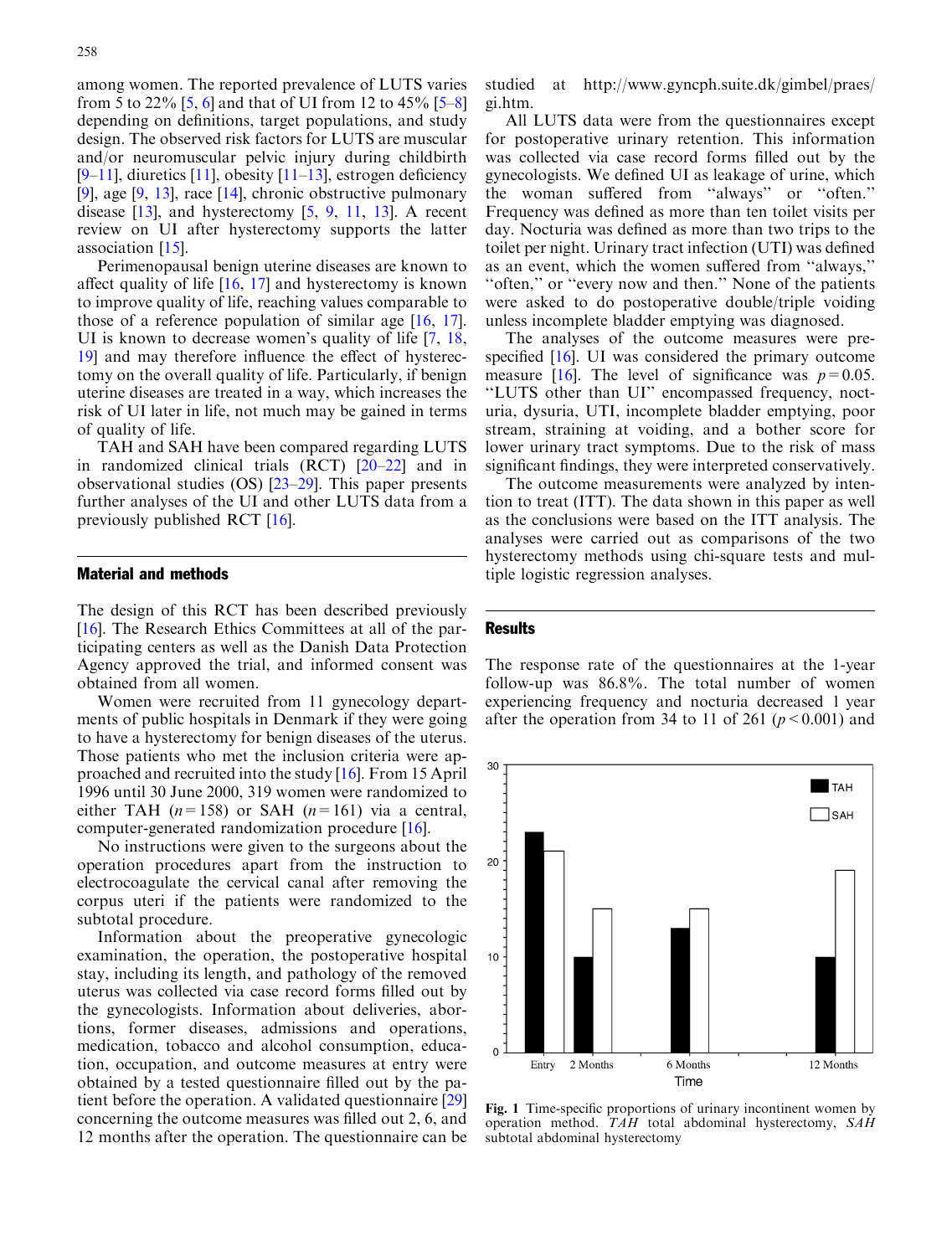among women. The reported prevalence of LUTS varies from 5 to 22% [5, 6] and that of UI from 12 to 45% [5–8] depending on definitions, target populations, and study design. The observed risk factors for LUTS are muscular and/or neuromuscular pelvic injury during childbirth [9–11], diuretics [11], obesity [11–13], estrogen deficiency [9], age [9, 13], race [14], chronic obstructive pulmonary disease [13], and hysterectomy [5, 9, 11, 13]. A recent review on UI after hysterectomy supports the latter association [15].

Perimenopausal benign uterine diseases are known to affect quality of life [16, 17] and hysterectomy is known to improve quality of life, reaching values comparable to those of a reference population of similar age [16, 17]. UI is known to decrease women's quality of life [7, 18, 19] and may therefore influence the effect of hysterectomy on the overall quality of life. Particularly, if benign uterine diseases are treated in a way, which increases the risk of UI later in life, not much may be gained in terms of quality of life.

TAH and SAH have been compared regarding LUTS in randomized clinical trials (RCT) [20–22] and in observational studies (OS) [23–29]. This paper presents further analyses of the UI and other LUTS data from a previously published RCT [16].

## Material and methods

The design of this RCT has been described previously [16]. The Research Ethics Committees at all of the participating centers as well as the Danish Data Protection Agency approved the trial, and informed consent was obtained from all women.

Women were recruited from 11 gynecology departments of public hospitals in Denmark if they were going to have a hysterectomy for benign diseases of the uterus. Those patients who met the inclusion criteria were approached and recruited into the study [16]. From 15 April 1996 until 30 June 2000, 319 women were randomized to either TAH ($n = 158$) or SAH ($n = 161$) via a central, computer-generated randomization procedure [16].

No instructions were given to the surgeons about the operation procedures apart from the instruction to electrocoagulate the cervical canal after removing the corpus uteri if the patients were randomized to the subtotal procedure.

Information about the preoperative gynecologic examination, the operation, the postoperative hospital stay, including its length, and pathology of the removed uterus was collected via case record forms filled out by the gynecologists. Information about deliveries, abortions, former diseases, admissions and operations, medication, tobacco and alcohol consumption, education, occupation, and outcome measures at entry were obtained by a tested questionnaire filled out by the patient before the operation. A validated questionnaire [29] concerning the outcome measures was filled out 2, 6, and 12 months after the operation. The questionnaire can be studied at http://www.gyncph.suite.dk/gimbel/praes/gi.htm.

All LUTS data were from the questionnaires except for postoperative urinary retention. This information was collected via case record forms filled out by the gynecologists. We defined UI as leakage of urine, which the woman suffered from "always" or "often." Frequency was defined as more than ten toilet visits per day. Nocturia was defined as more than two trips to the toilet per night. Urinary tract infection (UTI) was defined as an event, which the women suffered from "always," "often," or "every now and then." None of the patients were asked to do postoperative double/triple voiding unless incomplete bladder emptying was diagnosed.

The analyses of the outcome measures were prespecified [16]. UI was considered the primary outcome measure [16]. The level of significance was $p = 0.05$. "LUTS other than UI" encompassed frequency, nocturia, dysuria, UTI, incomplete bladder emptying, poor stream, straining at voiding, and a bother score for lower urinary tract symptoms. Due to the risk of mass significant findings, they were interpreted conservatively.

The outcome measurements were analyzed by intention to treat (ITT). The data shown in this paper as well as the conclusions were based on the ITT analysis. The analyses were carried out as comparisons of the two hysterectomy methods using chi-square tests and multiple logistic regression analyses.

## Results

The response rate of the questionnaires at the 1-year follow-up was 86.8%. The total number of women experiencing frequency and nocturia decreased 1 year after the operation from 34 to 11 of 261 ($p < 0.001$) and

30
20
10
0
TAH
SAH
Entry
2 Months
6 Months
12 Months
Time

**Fig. 1** Time-specific proportions of urinary incontinent women by operation method. *TAH* total abdominal hysterectomy, *SAH* subtotal abdominal hysterectomy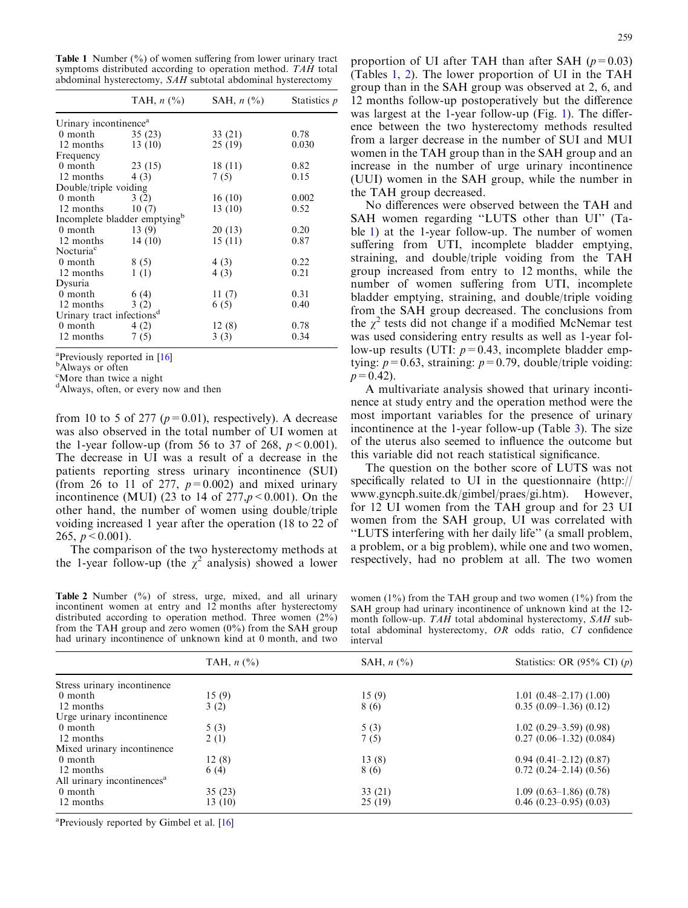**Table 1** Number (%) of women suffering from lower urinary tract symptoms distributed according to operation method. *TAH* total abdominal hysterectomy, *SAH* subtotal abdominal hysterectomy

| | TAH, *n* (%) | SAH, *n* (%) | Statistics *p* |
|---|---|---|---|
| Urinary incontinence[a] | | | |
| 0 month | 35 (23) | 33 (21) | 0.78 |
| 12 months | 13 (10) | 25 (19) | 0.030 |
| Frequency | | | |
| 0 month | 23 (15) | 18 (11) | 0.82 |
| 12 months | 4 (3) | 7 (5) | 0.15 |
| Double/triple voiding | | | |
| 0 month | 3 (2) | 16 (10) | 0.002 |
| 12 months | 10 (7) | 13 (10) | 0.52 |
| Incomplete bladder emptying[b] | | | |
| 0 month | 13 (9) | 20 (13) | 0.20 |
| 12 months | 14 (10) | 15 (11) | 0.87 |
| Nocturia[c] | | | |
| 0 month | 8 (5) | 4 (3) | 0.22 |
| 12 months | 1 (1) | 4 (3) | 0.21 |
| Dysuria | | | |
| 0 month | 6 (4) | 11 (7) | 0.31 |
| 12 months | 3 (2) | 6 (5) | 0.40 |
| Urinary tract infections[d] | | | |
| 0 month | 4 (2) | 12 (8) | 0.78 |
| 12 months | 7 (5) | 3 (3) | 0.34 |

[a]Previously reported in [16]
[b]Always or often
[c]More than twice a night
[d]Always, often, or every now and then

from 10 to 5 of 277 ($p = 0.01$), respectively). A decrease was also observed in the total number of UI women at the 1-year follow-up (from 56 to 37 of 268, $p < 0.001$). The decrease in UI was a result of a decrease in the patients reporting stress urinary incontinence (SUI) (from 26 to 11 of 277, $p = 0.002$) and mixed urinary incontinence (MUI) (23 to 14 of 277, $p < 0.001$). On the other hand, the number of women using double/triple voiding increased 1 year after the operation (18 to 22 of 265, $p < 0.001$).

The comparison of the two hysterectomy methods at the 1-year follow-up (the $\chi^2$ analysis) showed a lower proportion of UI after TAH than after SAH ($p = 0.03$) (Tables 1, 2). The lower proportion of UI in the TAH group than in the SAH group was observed at 2, 6, and 12 months follow-up postoperatively but the difference was largest at the 1-year follow-up (Fig. 1). The difference between the two hysterectomy methods resulted from a larger decrease in the number of SUI and MUI women in the TAH group than in the SAH group and an increase in the number of urge urinary incontinence (UUI) women in the SAH group, while the number in the TAH group decreased.

No differences were observed between the TAH and SAH women regarding "LUTS other than UI" (Table 1) at the 1-year follow-up. The number of women suffering from UTI, incomplete bladder emptying, straining, and double/triple voiding from the TAH group increased from entry to 12 months, while the number of women suffering from UTI, incomplete bladder emptying, straining, and double/triple voiding from the SAH group decreased. The conclusions from the $\chi^2$ tests did not change if a modified McNemar test was used considering entry results as well as 1-year follow-up results (UTI: $p = 0.43$, incomplete bladder emptying: $p = 0.63$, straining: $p = 0.79$, double/triple voiding: $p = 0.42$).

A multivariate analysis showed that urinary incontinence at study entry and the operation method were the most important variables for the presence of urinary incontinence at the 1-year follow-up (Table 3). The size of the uterus also seemed to influence the outcome but this variable did not reach statistical significance.

The question on the bother score of LUTS was not specifically related to UI in the questionnaire (http://www.gyncph.suite.dk/gimbel/praes/gi.htm). However, for 12 UI women from the TAH group and for 23 UI women from the SAH group, UI was correlated with "LUTS interfering with her daily life" (a small problem, a problem, or a big problem), while one and two women, respectively, had no problem at all. The two women

**Table 2** Number (%) of stress, urge, mixed, and all urinary incontinent women at entry and 12 months after hysterectomy distributed according to operation method. Three women (2%) from the TAH group and zero women (0%) from the SAH group had urinary incontinence of unknown kind at 0 month, and two women (1%) from the TAH group and two women (1%) from the SAH group had urinary incontinence of unknown kind at the 12-month follow-up. *TAH* total abdominal hysterectomy, *SAH* subtotal abdominal hysterectomy, *OR* odds ratio, *CI* confidence interval

| | TAH, *n* (%) | SAH, *n* (%) | Statistics: OR (95% CI) (*p*) |
|---|---|---|---|
| Stress urinary incontinence | | | |
| 0 month | 15 (9) | 15 (9) | 1.01 (0.48–2.17) (1.00) |
| 12 months | 3 (2) | 8 (6) | 0.35 (0.09–1.36) (0.12) |
| Urge urinary incontinence | | | |
| 0 month | 5 (3) | 5 (3) | 1.02 (0.29–3.59) (0.98) |
| 12 months | 2 (1) | 7 (5) | 0.27 (0.06–1.32) (0.084) |
| Mixed urinary incontinence | | | |
| 0 month | 12 (8) | 13 (8) | 0.94 (0.41–2.12) (0.87) |
| 12 months | 6 (4) | 8 (6) | 0.72 (0.24–2.14) (0.56) |
| All urinary incontinences[a] | | | |
| 0 month | 35 (23) | 33 (21) | 1.09 (0.63–1.86) (0.78) |
| 12 months | 13 (10) | 25 (19) | 0.46 (0.23–0.95) (0.03) |

[a]Previously reported by Gimbel et al. [16]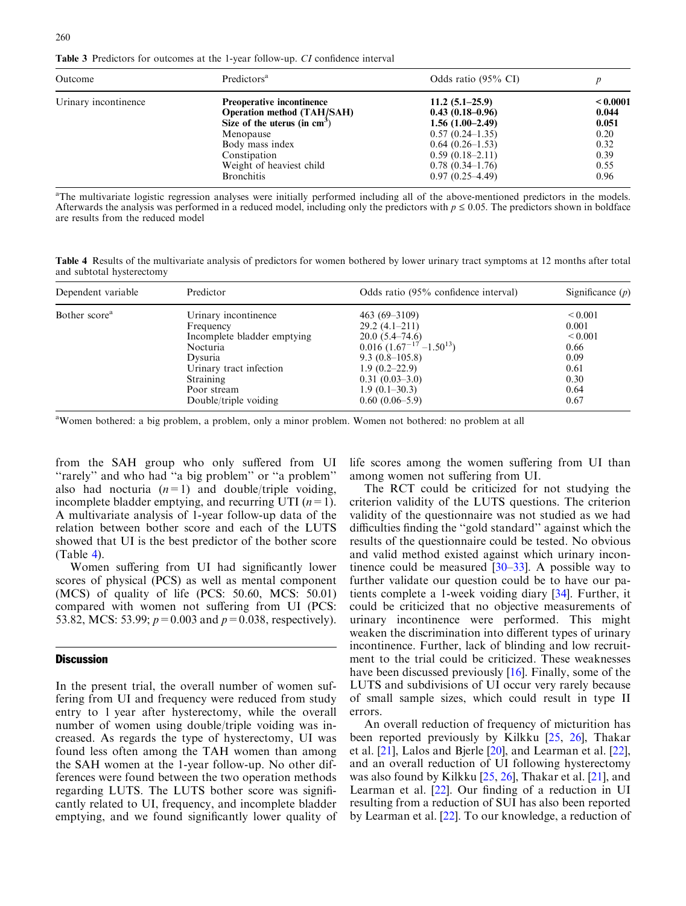**Table 3** Predictors for outcomes at the 1-year follow-up. *CI* confidence interval

| Outcome | Predictors[a] | Odds ratio (95% CI) | *p* |
|---|---|---|---|
| Urinary incontinence | **Preoperative incontinence** | **11.2 (5.1–25.9)** | **< 0.0001** |
| | **Operation method (TAH/SAH)** | **0.43 (0.18–0.96)** | **0.044** |
| | **Size of the uterus (in $cm^3$)** | **1.56 (1.00–2.49)** | **0.051** |
| | Menopause | 0.57 (0.24–1.35) | 0.20 |
| | Body mass index | 0.64 (0.26–1.53) | 0.32 |
| | Constipation | 0.59 (0.18–2.11) | 0.39 |
| | Weight of heaviest child | 0.78 (0.34–1.76) | 0.55 |
| | Bronchitis | 0.97 (0.25–4.49) | 0.96 |

[a]The multivariate logistic regression analyses were initially performed including all of the above-mentioned predictors in the models. Afterwards the analysis was performed in a reduced model, including only the predictors with $p \leq 0.05$. The predictors shown in boldface are results from the reduced model

**Table 4** Results of the multivariate analysis of predictors for women bothered by lower urinary tract symptoms at 12 months after total and subtotal hysterectomy

| Dependent variable | Predictor | Odds ratio (95% confidence interval) | Significance (*p*) |
|---|---|---|---|
| Bother score[a] | Urinary incontinence | 463 (69–3109) | < 0.001 |
| | Frequency | 29.2 (4.1–211) | 0.001 |
| | Incomplete bladder emptying | 20.0 (5.4–74.6) | < 0.001 |
| | Nocturia | 0.016 ($1.67^{-17}$ –$1.50^{13}$) | 0.66 |
| | Dysuria | 9.3 (0.8–105.8) | 0.09 |
| | Urinary tract infection | 1.9 (0.2–22.9) | 0.61 |
| | Straining | 0.31 (0.03–3.0) | 0.30 |
| | Poor stream | 1.9 (0.1–30.3) | 0.64 |
| | Double/triple voiding | 0.60 (0.06–5.9) | 0.67 |

[a]Women bothered: a big problem, a problem, only a minor problem. Women not bothered: no problem at all

from the SAH group who only suffered from UI "rarely" and who had "a big problem" or "a problem" also had nocturia ($n = 1$) and double/triple voiding, incomplete bladder emptying, and recurring UTI ($n = 1$). A multivariate analysis of 1-year follow-up data of the relation between bother score and each of the LUTS showed that UI is the best predictor of the bother score (Table 4).

Women suffering from UI had significantly lower scores of physical (PCS) as well as mental component (MCS) of quality of life (PCS: 50.60, MCS: 50.01) compared with women not suffering from UI (PCS: 53.82, MCS: 53.99; $p = 0.003$ and $p = 0.038$, respectively).

## Discussion

In the present trial, the overall number of women suffering from UI and frequency were reduced from study entry to 1 year after hysterectomy, while the overall number of women using double/triple voiding was increased. As regards the type of hysterectomy, UI was found less often among the TAH women than among the SAH women at the 1-year follow-up. No other differences were found between the two operation methods regarding LUTS. The LUTS bother score was significantly related to UI, frequency, and incomplete bladder emptying, and we found significantly lower quality of life scores among the women suffering from UI than among women not suffering from UI.

The RCT could be criticized for not studying the criterion validity of the LUTS questions. The criterion validity of the questionnaire was not studied as we had difficulties finding the "gold standard" against which the results of the questionnaire could be tested. No obvious and valid method existed against which urinary incontinence could be measured [30–33]. A possible way to further validate our question could be to have our patients complete a 1-week voiding diary [34]. Further, it could be criticized that no objective measurements of urinary incontinence were performed. This might weaken the discrimination into different types of urinary incontinence. Further, lack of blinding and low recruitment to the trial could be criticized. These weaknesses have been discussed previously [16]. Finally, some of the LUTS and subdivisions of UI occur very rarely because of small sample sizes, which could result in type II errors.

An overall reduction of frequency of micturition has been reported previously by Kilkku [25, 26], Thakar et al. [21], Lalos and Bjerle [20], and Learman et al. [22], and an overall reduction of UI following hysterectomy was also found by Kilkku [25, 26], Thakar et al. [21], and Learman et al. [22]. Our finding of a reduction in UI resulting from a reduction of SUI has also been reported by Learman et al. [22]. To our knowledge, a reduction of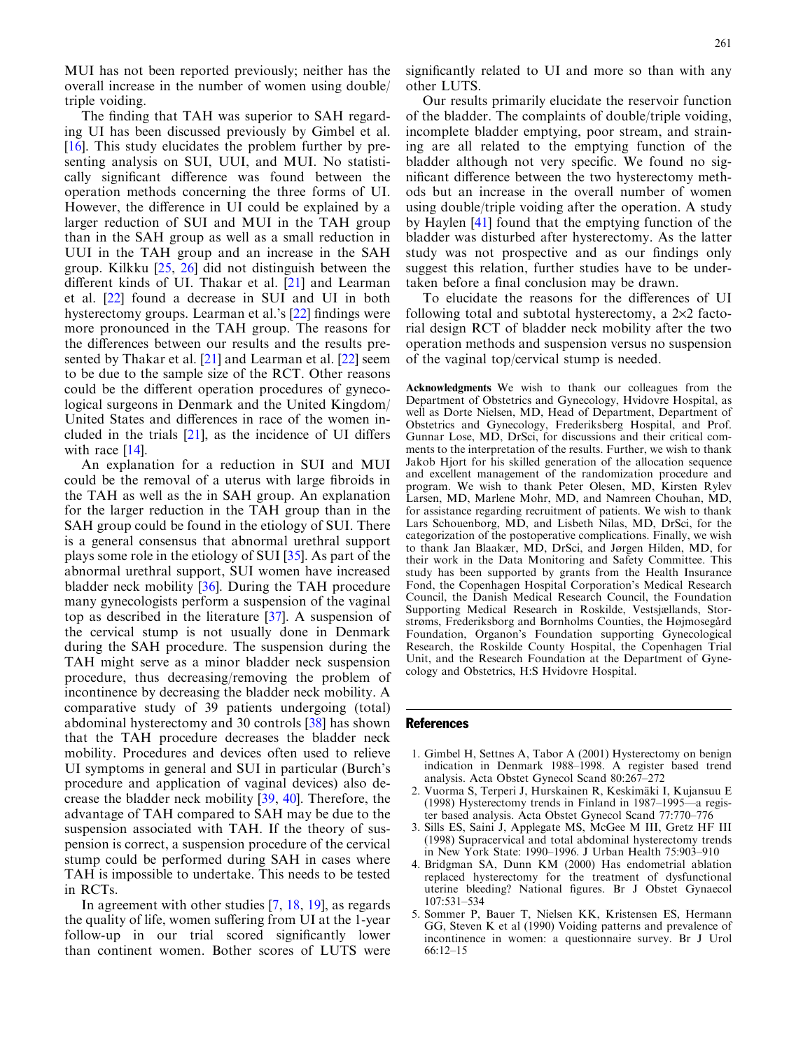MUI has not been reported previously; neither has the overall increase in the number of women using double/triple voiding.

The finding that TAH was superior to SAH regarding UI has been discussed previously by Gimbel et al. [16]. This study elucidates the problem further by presenting analysis on SUI, UUI, and MUI. No statistically significant difference was found between the operation methods concerning the three forms of UI. However, the difference in UI could be explained by a larger reduction of SUI and MUI in the TAH group than in the SAH group as well as a small reduction in UUI in the TAH group and an increase in the SAH group. Kilkku [25, 26] did not distinguish between the different kinds of UI. Thakar et al. [21] and Learman et al. [22] found a decrease in SUI and UI in both hysterectomy groups. Learman et al.'s [22] findings were more pronounced in the TAH group. The reasons for the differences between our results and the results presented by Thakar et al. [21] and Learman et al. [22] seem to be due to the sample size of the RCT. Other reasons could be the different operation procedures of gynecological surgeons in Denmark and the United Kingdom/United States and differences in race of the women included in the trials [21], as the incidence of UI differs with race [14].

An explanation for a reduction in SUI and MUI could be the removal of a uterus with large fibroids in the TAH as well as the in SAH group. An explanation for the larger reduction in the TAH group than in the SAH group could be found in the etiology of SUI. There is a general consensus that abnormal urethral support plays some role in the etiology of SUI [35]. As part of the abnormal urethral support, SUI women have increased bladder neck mobility [36]. During the TAH procedure many gynecologists perform a suspension of the vaginal top as described in the literature [37]. A suspension of the cervical stump is not usually done in Denmark during the SAH procedure. The suspension during the TAH might serve as a minor bladder neck suspension procedure, thus decreasing/removing the problem of incontinence by decreasing the bladder neck mobility. A comparative study of 39 patients undergoing (total) abdominal hysterectomy and 30 controls [38] has shown that the TAH procedure decreases the bladder neck mobility. Procedures and devices often used to relieve UI symptoms in general and SUI in particular (Burch's procedure and application of vaginal devices) also decrease the bladder neck mobility [39, 40]. Therefore, the advantage of TAH compared to SAH may be due to the suspension associated with TAH. If the theory of suspension is correct, a suspension procedure of the cervical stump could be performed during SAH in cases where TAH is impossible to undertake. This needs to be tested in RCTs.

In agreement with other studies [7, 18, 19], as regards the quality of life, women suffering from UI at the 1-year follow-up in our trial scored significantly lower than continent women. Bother scores of LUTS were significantly related to UI and more so than with any other LUTS.

Our results primarily elucidate the reservoir function of the bladder. The complaints of double/triple voiding, incomplete bladder emptying, poor stream, and straining are all related to the emptying function of the bladder although not very specific. We found no significant difference between the two hysterectomy methods but an increase in the overall number of women using double/triple voiding after the operation. A study by Haylen [41] found that the emptying function of the bladder was disturbed after hysterectomy. As the latter study was not prospective and as our findings only suggest this relation, further studies have to be undertaken before a final conclusion may be drawn.

To elucidate the reasons for the differences of UI following total and subtotal hysterectomy, a 2×2 factorial design RCT of bladder neck mobility after the two operation methods and suspension versus no suspension of the vaginal top/cervical stump is needed.

**Acknowledgments** We wish to thank our colleagues from the Department of Obstetrics and Gynecology, Hvidovre Hospital, as well as Dorte Nielsen, MD, Head of Department, Department of Obstetrics and Gynecology, Frederiksberg Hospital, and Prof. Gunnar Lose, MD, DrSci, for discussions and their critical comments to the interpretation of the results. Further, we wish to thank Jakob Hjort for his skilled generation of the allocation sequence and excellent management of the randomization procedure and program. We wish to thank Peter Olesen, MD, Kirsten Rylev Larsen, MD, Marlene Mohr, MD, and Namreen Chouhan, MD, for assistance regarding recruitment of patients. We wish to thank Lars Schouenborg, MD, and Lisbeth Nilas, MD, DrSci, for the categorization of the postoperative complications. Finally, we wish to thank Jan Blaakær, MD, DrSci, and Jørgen Hilden, MD, for their work in the Data Monitoring and Safety Committee. This study has been supported by grants from the Health Insurance Fond, the Copenhagen Hospital Corporation's Medical Research Council, the Danish Medical Research Council, the Foundation Supporting Medical Research in Roskilde, Vestsjællands, Storstrøms, Frederiksborg and Bornholms Counties, the Højmosegård Foundation, Organon's Foundation supporting Gynecological Research, the Roskilde County Hospital, the Copenhagen Trial Unit, and the Research Foundation at the Department of Gynecology and Obstetrics, H:S Hvidovre Hospital.

## References

1. Gimbel H, Settnes A, Tabor A (2001) Hysterectomy on benign indication in Denmark 1988–1998. A register based trend analysis. Acta Obstet Gynecol Scand 80:267–272
2. Vuorma S, Terperi J, Hurskainen R, Keskimäki I, Kujansuu E (1998) Hysterectomy trends in Finland in 1987–1995—a register based analysis. Acta Obstet Gynecol Scand 77:770–776
3. Sills ES, Saini J, Applegate MS, McGee M III, Gretz HF III (1998) Supracervical and total abdominal hysterectomy trends in New York State: 1990–1996. J Urban Health 75:903–910
4. Bridgman SA, Dunn KM (2000) Has endometrial ablation replaced hysterectomy for the treatment of dysfunctional uterine bleeding? National figures. Br J Obstet Gynaecol 107:531–534
5. Sommer P, Bauer T, Nielsen KK, Kristensen ES, Hermann GG, Steven K et al (1990) Voiding patterns and prevalence of incontinence in women: a questionnaire survey. Br J Urol 66:12–15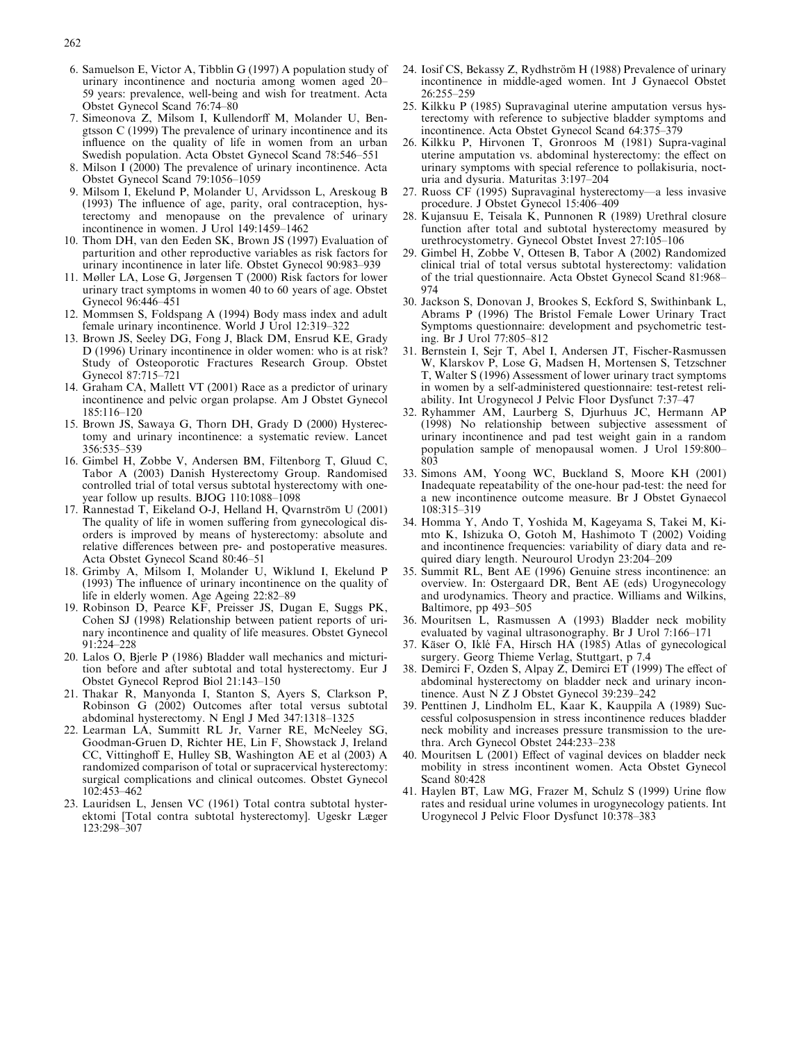6. Samuelson E, Victor A, Tibblin G (1997) A population study of urinary incontinence and nocturia among women aged 20–59 years: prevalence, well-being and wish for treatment. Acta Obstet Gynecol Scand 76:74–80
7. Simeonova Z, Milsom I, Kullendorff M, Molander U, Bengtsson C (1999) The prevalence of urinary incontinence and its influence on the quality of life in women from an urban Swedish population. Acta Obstet Gynecol Scand 78:546–551
8. Milson I (2000) The prevalence of urinary incontinence. Acta Obstet Gynecol Scand 79:1056–1059
9. Milsom I, Ekelund P, Molander U, Arvidsson L, Areskoug B (1993) The influence of age, parity, oral contraception, hysterectomy and menopause on the prevalence of urinary incontinence in women. J Urol 149:1459–1462
10. Thom DH, van den Eeden SK, Brown JS (1997) Evaluation of parturition and other reproductive variables as risk factors for urinary incontinence in later life. Obstet Gynecol 90:983–939
11. Møller LA, Lose G, Jørgensen T (2000) Risk factors for lower urinary tract symptoms in women 40 to 60 years of age. Obstet Gynecol 96:446–451
12. Mommsen S, Foldspang A (1994) Body mass index and adult female urinary incontinence. World J Urol 12:319–322
13. Brown JS, Seeley DG, Fong J, Black DM, Ensrud KE, Grady D (1996) Urinary incontinence in older women: who is at risk? Study of Osteoporotic Fractures Research Group. Obstet Gynecol 87:715–721
14. Graham CA, Mallett VT (2001) Race as a predictor of urinary incontinence and pelvic organ prolapse. Am J Obstet Gynecol 185:116–120
15. Brown JS, Sawaya G, Thorn DH, Grady D (2000) Hysterectomy and urinary incontinence: a systematic review. Lancet 356:535–539
16. Gimbel H, Zobbe V, Andersen BM, Filtenborg T, Gluud C, Tabor A (2003) Danish Hysterectomy Group. Randomised controlled trial of total versus subtotal hysterectomy with one-year follow up results. BJOG 110:1088–1098
17. Rannestad T, Eikeland O-J, Helland H, Qvarnström U (2001) The quality of life in women suffering from gynecological disorders is improved by means of hysterectomy: absolute and relative differences between pre- and postoperative measures. Acta Obstet Gynecol Scand 80:46–51
18. Grimby A, Milsom I, Molander U, Wiklund I, Ekelund P (1993) The influence of urinary incontinence on the quality of life in elderly women. Age Ageing 22:82–89
19. Robinson D, Pearce KF, Preisser JS, Dugan E, Suggs PK, Cohen SJ (1998) Relationship between patient reports of urinary incontinence and quality of life measures. Obstet Gynecol 91:224–228
20. Lalos O, Bjerle P (1986) Bladder wall mechanics and micturition before and after subtotal and total hysterectomy. Eur J Obstet Gynecol Reprod Biol 21:143–150
21. Thakar R, Manyonda I, Stanton S, Ayers S, Clarkson P, Robinson G (2002) Outcomes after total versus subtotal abdominal hysterectomy. N Engl J Med 347:1318–1325
22. Learman LA, Summitt RL Jr, Varner RE, McNeeley SG, Goodman-Gruen D, Richter HE, Lin F, Showstack J, Ireland CC, Vittinghoff E, Hulley SB, Washington AE et al (2003) A randomized comparison of total or supracervical hysterectomy: surgical complications and clinical outcomes. Obstet Gynecol 102:453–462
23. Lauridsen L, Jensen VC (1961) Total contra subtotal hysterektomi [Total contra subtotal hysterectomy]. Ugeskr Læger 123:298–307
24. Iosif CS, Bekassy Z, Rydhström H (1988) Prevalence of urinary incontinence in middle-aged women. Int J Gynaecol Obstet 26:255–259
25. Kilkku P (1985) Supravaginal uterine amputation versus hysterectomy with reference to subjective bladder symptoms and incontinence. Acta Obstet Gynecol Scand 64:375–379
26. Kilkku P, Hirvonen T, Gronroos M (1981) Supra-vaginal uterine amputation vs. abdominal hysterectomy: the effect on urinary symptoms with special reference to pollakisuria, nocturia and dysuria. Maturitas 3:197–204
27. Ruoss CF (1995) Supravaginal hysterectomy—a less invasive procedure. J Obstet Gynecol 15:406–409
28. Kujansuu E, Teisala K, Punnonen R (1989) Urethral closure function after total and subtotal hysterectomy measured by urethrocystometry. Gynecol Obstet Invest 27:105–106
29. Gimbel H, Zobbe V, Ottesen B, Tabor A (2002) Randomized clinical trial of total versus subtotal hysterectomy: validation of the trial questionnaire. Acta Obstet Gynecol Scand 81:968–974
30. Jackson S, Donovan J, Brookes S, Eckford S, Swithinbank L, Abrams P (1996) The Bristol Female Lower Urinary Tract Symptoms questionnaire: development and psychometric testing. Br J Urol 77:805–812
31. Bernstein I, Sejr T, Abel I, Andersen JT, Fischer-Rasmussen W, Klarskov P, Lose G, Madsen H, Mortensen S, Tetzschner T, Walter S (1996) Assessment of lower urinary tract symptoms in women by a self-administered questionnaire: test-retest reliability. Int Urogynecol J Pelvic Floor Dysfunct 7:37–47
32. Ryhammer AM, Laurberg S, Djurhuus JC, Hermann AP (1998) No relationship between subjective assessment of urinary incontinence and pad test weight gain in a random population sample of menopausal women. J Urol 159:800–803
33. Simons AM, Yoong WC, Buckland S, Moore KH (2001) Inadequate repeatability of the one-hour pad-test: the need for a new incontinence outcome measure. Br J Obstet Gynaecol 108:315–319
34. Homma Y, Ando T, Yoshida M, Kageyama S, Takei M, Kimto K, Ishizuka O, Gotoh M, Hashimoto T (2002) Voiding and incontinence frequencies: variability of diary data and required diary length. Neurourol Urodyn 23:204–209
35. Summit RL, Bent AE (1996) Genuine stress incontinence: an overview. In: Ostergaard DR, Bent AE (eds) Urogynecology and urodynamics. Theory and practice. Williams and Wilkins, Baltimore, pp 493–505
36. Mouritsen L, Rasmussen A (1993) Bladder neck mobility evaluated by vaginal ultrasonography. Br J Urol 7:166–171
37. Käser O, Iklé FA, Hirsch HA (1985) Atlas of gynecological surgery. Georg Thieme Verlag, Stuttgart, p 7.4
38. Demirci F, Ozden S, Alpay Z, Demirci ET (1999) The effect of abdominal hysterectomy on bladder neck and urinary incontinence. Aust N Z J Obstet Gynecol 39:239–242
39. Penttinen J, Lindholm EL, Kaar K, Kauppila A (1989) Successful colposuspension in stress incontinence reduces bladder neck mobility and increases pressure transmission to the urethra. Arch Gynecol Obstet 244:233–238
40. Mouritsen L (2001) Effect of vaginal devices on bladder neck mobility in stress incontinent women. Acta Obstet Gynecol Scand 80:428
41. Haylen BT, Law MG, Frazer M, Schulz S (1999) Urine flow rates and residual urine volumes in urogynecology patients. Int Urogynecol J Pelvic Floor Dysfunct 10:378–383